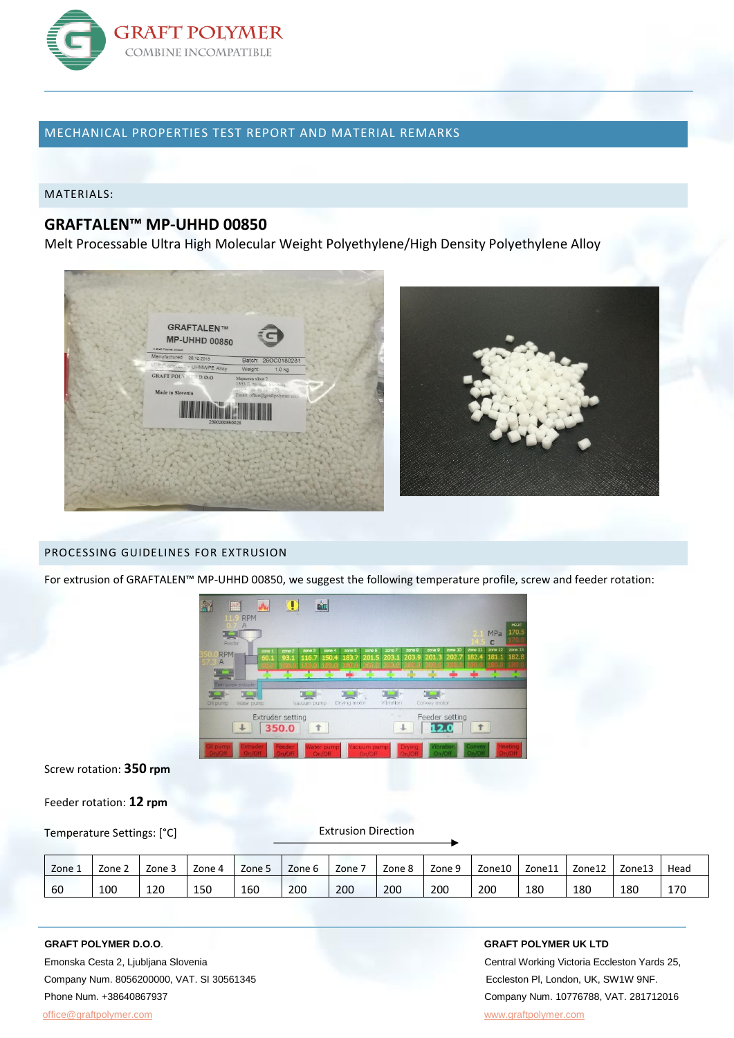GRAFT POLYMER
COMBINE INCOMPATIBLE

## MECHANICAL PROPERTIES TEST REPORT AND MATERIAL REMARKS

### MATERIALS:

**GRAFTALEN™ MP-UHHD 00850**

Melt Processable Ultra High Molecular Weight Polyethylene/High Density Polyethylene Alloy

### PROCESSING GUIDELINES FOR EXTRUSION

For extrusion of GRAFTALEN™ MP-UHHD 00850, we suggest the following temperature profile, screw and feeder rotation:

Screw rotation: **350 rpm**

Feeder rotation: **12 rpm**

Temperature Settings: [°C]

Extrusion Direction →

| Zone 1 | Zone 2 | Zone 3 | Zone 4 | Zone 5 | Zone 6 | Zone 7 | Zone 8 | Zone 9 | Zone10 | Zone11 | Zone12 | Zone13 | Head |
|---|---|---|---|---|---|---|---|---|---|---|---|---|---|
| 60 | 100 | 120 | 150 | 160 | 200 | 200 | 200 | 200 | 200 | 180 | 180 | 180 | 170 |

**GRAFT POLYMER D.O.O.**
Emonska Cesta 2, Ljubljana Slovenia
Company Num. 8056200000, VAT. SI 30561345
Phone Num. +38640867937
office@graftpolymer.com

**GRAFT POLYMER UK LTD**
Central Working Victoria Eccleston Yards 25,
Eccleston Pl, London, UK, SW1W 9NF.
Company Num. 10776788, VAT. 281712016
www.graftpolymer.com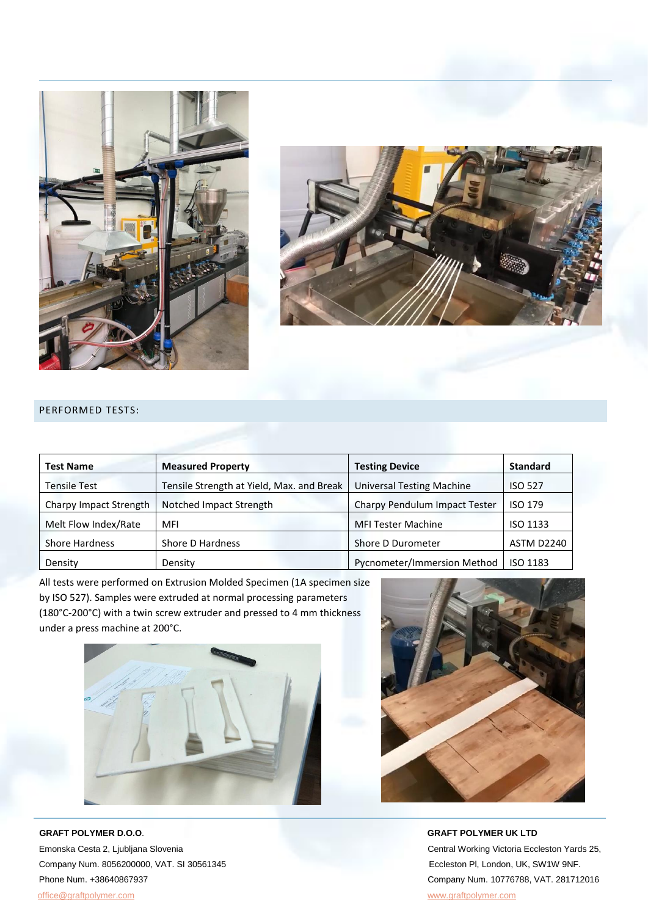## PERFORMED TESTS:

| Test Name | Measured Property | Testing Device | Standard |
|---|---|---|---|
| Tensile Test | Tensile Strength at Yield, Max. and Break | Universal Testing Machine | ISO 527 |
| Charpy Impact Strength | Notched Impact Strength | Charpy Pendulum Impact Tester | ISO 179 |
| Melt Flow Index/Rate | MFI | MFI Tester Machine | ISO 1133 |
| Shore Hardness | Shore D Hardness | Shore D Durometer | ASTM D2240 |
| Density | Density | Pycnometer/Immersion Method | ISO 1183 |

All tests were performed on Extrusion Molded Specimen (1A specimen size by ISO 527). Samples were extruded at normal processing parameters (180°C-200°C) with a twin screw extruder and pressed to 4 mm thickness under a press machine at 200°C.

**GRAFT POLYMER D.O.O.**
Emonska Cesta 2, Ljubljana Slovenia
Company Num. 8056200000, VAT. SI 30561345
Phone Num. +38640867937
office@graftpolymer.com

**GRAFT POLYMER UK LTD**
Central Working Victoria Eccleston Yards 25,
Eccleston Pl, London, UK, SW1W 9NF.
Company Num. 10776788, VAT. 281712016
www.graftpolymer.com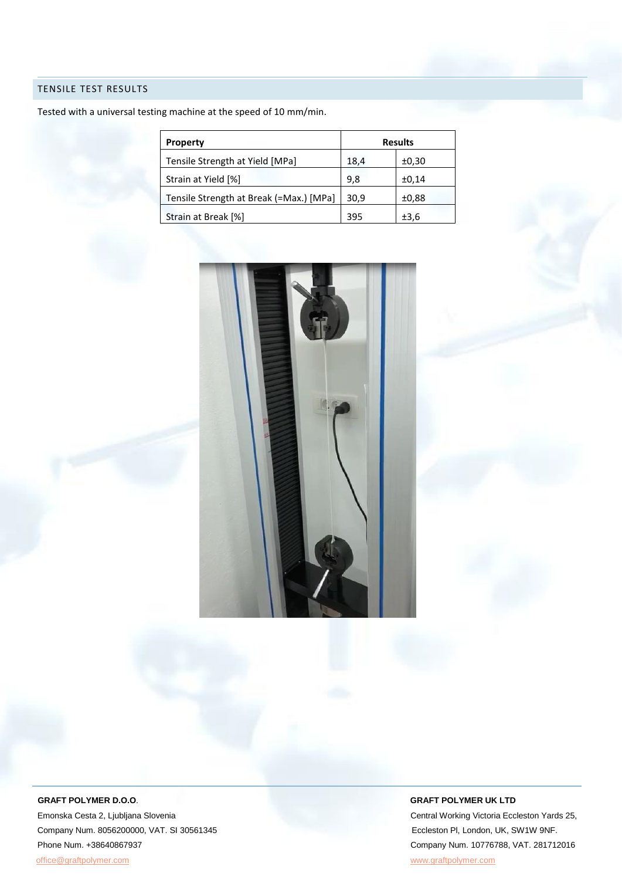## TENSILE TEST RESULTS

Tested with a universal testing machine at the speed of 10 mm/min.

| Property | Results | |
|---|---|---|
| Tensile Strength at Yield [MPa] | 18,4 | ±0,30 |
| Strain at Yield [%] | 9,8 | ±0,14 |
| Tensile Strength at Break (=Max.) [MPa] | 30,9 | ±0,88 |
| Strain at Break [%] | 395 | ±3,6 |

**GRAFT POLYMER D.O.O.**
Emonska Cesta 2, Ljubljana Slovenia
Company Num. 8056200000, VAT. SI 30561345
Phone Num. +38640867937
office@graftpolymer.com

**GRAFT POLYMER UK LTD**
Central Working Victoria Eccleston Yards 25,
Eccleston Pl, London, UK, SW1W 9NF.
Company Num. 10776788, VAT. 281712016
www.graftpolymer.com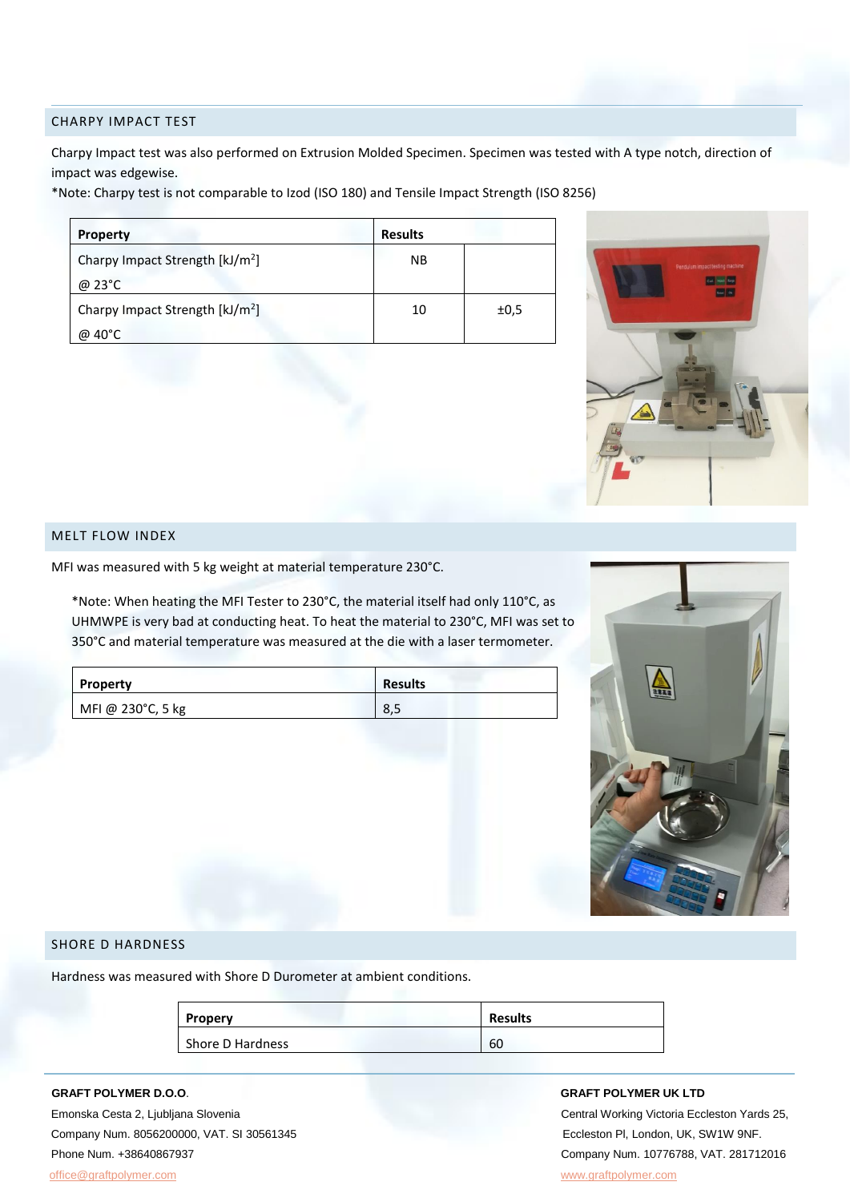## CHARPY IMPACT TEST

Charpy Impact test was also performed on Extrusion Molded Specimen. Specimen was tested with A type notch, direction of impact was edgewise.

*Note: Charpy test is not comparable to Izod (ISO 180) and Tensile Impact Strength (ISO 8256)

| Property | Results | |
|---|---|---|
| Charpy Impact Strength [kJ/m$^2$] @ 23°C | NB | |
| Charpy Impact Strength [kJ/m$^2$] @ 40°C | 10 | ±0,5 |

## MELT FLOW INDEX

MFI was measured with 5 kg weight at material temperature 230°C.

*Note: When heating the MFI Tester to 230°C, the material itself had only 110°C, as UHMWPE is very bad at conducting heat. To heat the material to 230°C, MFI was set to 350°C and material temperature was measured at the die with a laser termometer.

| Property | Results |
|---|---|
| MFI @ 230°C, 5 kg | 8,5 |

## SHORE D HARDNESS

Hardness was measured with Shore D Durometer at ambient conditions.

| Propery | Results |
|---|---|
| Shore D Hardness | 60 |

**GRAFT POLYMER D.O.O.**
Emonska Cesta 2, Ljubljana Slovenia
Company Num. 8056200000, VAT. SI 30561345
Phone Num. +38640867937
office@graftpolymer.com

**GRAFT POLYMER UK LTD**
Central Working Victoria Eccleston Yards 25, Eccleston Pl, London, UK, SW1W 9NF.
Company Num. 10776788, VAT. 281712016
www.graftpolymer.com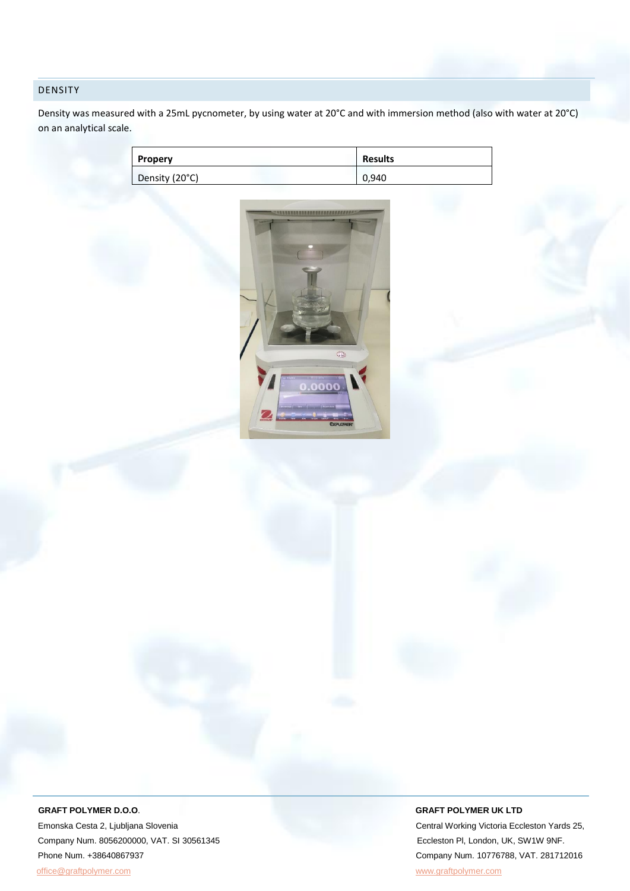## DENSITY

Density was measured with a 25mL pycnometer, by using water at 20°C and with immersion method (also with water at 20°C) on an analytical scale.

| Propery | Results |
|---|---|
| Density (20°C) | 0,940 |